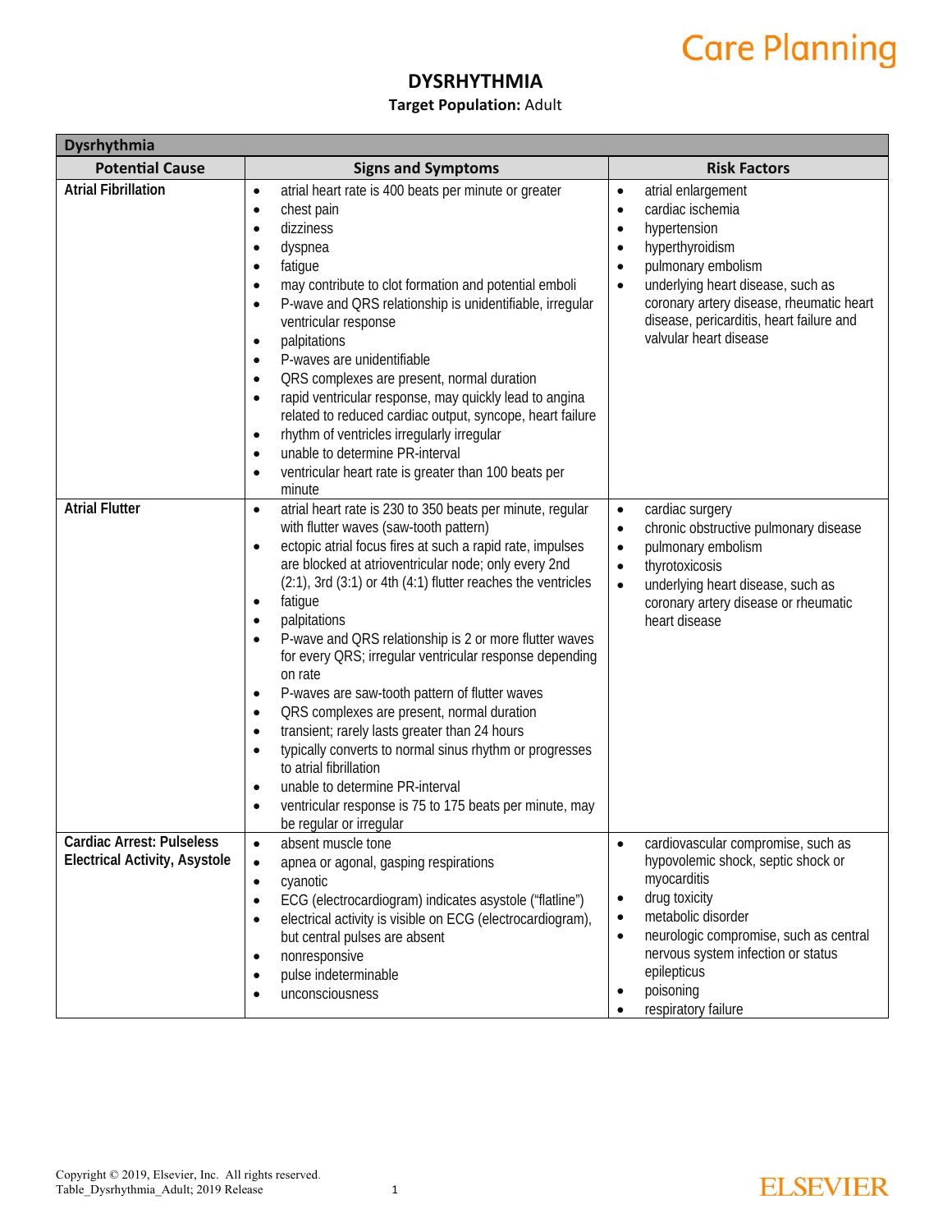# DYSRHYTHMIA

**Target Population:** Adult

| Dysrhythmia | | |
|---|---|---|
| **Potential Cause** | **Signs and Symptoms** | **Risk Factors** |
| **Atrial Fibrillation** | • atrial heart rate is 400 beats per minute or greater<br>• chest pain<br>• dizziness<br>• dyspnea<br>• fatigue<br>• may contribute to clot formation and potential emboli<br>• P-wave and QRS relationship is unidentifiable, irregular ventricular response<br>• palpitations<br>• P-waves are unidentifiable<br>• QRS complexes are present, normal duration<br>• rapid ventricular response, may quickly lead to angina related to reduced cardiac output, syncope, heart failure<br>• rhythm of ventricles irregularly irregular<br>• unable to determine PR-interval<br>• ventricular heart rate is greater than 100 beats per minute | • atrial enlargement<br>• cardiac ischemia<br>• hypertension<br>• hyperthyroidism<br>• pulmonary embolism<br>• underlying heart disease, such as coronary artery disease, rheumatic heart disease, pericarditis, heart failure and valvular heart disease |
| **Atrial Flutter** | • atrial heart rate is 230 to 350 beats per minute, regular with flutter waves (saw-tooth pattern)<br>• ectopic atrial focus fires at such a rapid rate, impulses are blocked at atrioventricular node; only every 2nd (2:1), 3rd (3:1) or 4th (4:1) flutter reaches the ventricles<br>• fatigue<br>• palpitations<br>• P-wave and QRS relationship is 2 or more flutter waves for every QRS; irregular ventricular response depending on rate<br>• P-waves are saw-tooth pattern of flutter waves<br>• QRS complexes are present, normal duration<br>• transient; rarely lasts greater than 24 hours<br>• typically converts to normal sinus rhythm or progresses to atrial fibrillation<br>• unable to determine PR-interval<br>• ventricular response is 75 to 175 beats per minute, may be regular or irregular | • cardiac surgery<br>• chronic obstructive pulmonary disease<br>• pulmonary embolism<br>• thyrotoxicosis<br>• underlying heart disease, such as coronary artery disease or rheumatic heart disease |
| **Cardiac Arrest: Pulseless Electrical Activity, Asystole** | • absent muscle tone<br>• apnea or agonal, gasping respirations<br>• cyanotic<br>• ECG (electrocardiogram) indicates asystole ("flatline")<br>• electrical activity is visible on ECG (electrocardiogram), but central pulses are absent<br>• nonresponsive<br>• pulse indeterminable<br>• unconsciousness | • cardiovascular compromise, such as hypovolemic shock, septic shock or myocarditis<br>• drug toxicity<br>• metabolic disorder<br>• neurologic compromise, such as central nervous system infection or status epilepticus<br>• poisoning<br>• respiratory failure |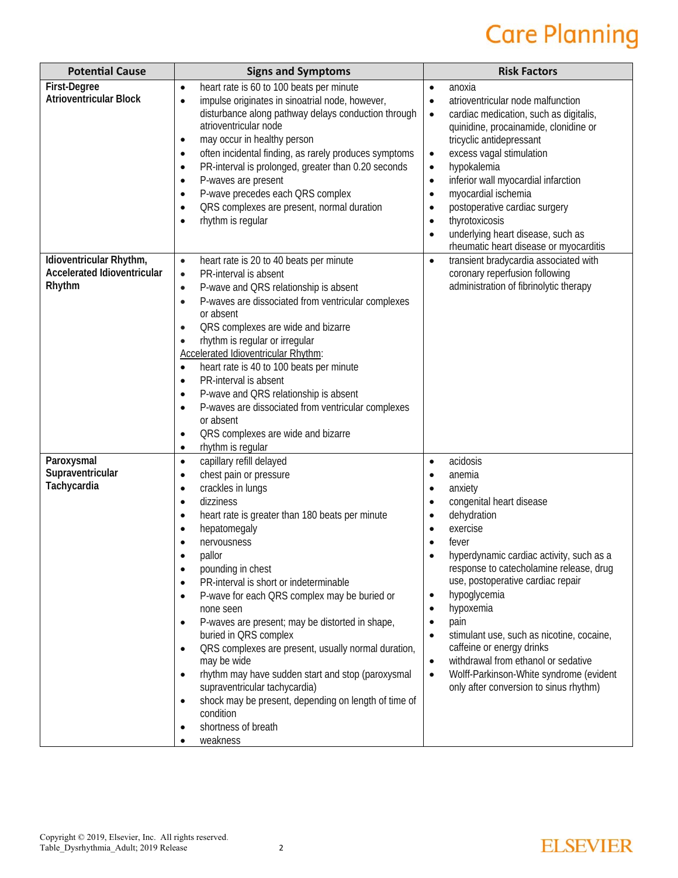| Potential Cause | Signs and Symptoms | Risk Factors |
| --- | --- | --- |
| **First-Degree Atrioventricular Block** | • heart rate is 60 to 100 beats per minute<br>• impulse originates in sinoatrial node, however, disturbance along pathway delays conduction through atrioventricular node<br>• may occur in healthy person<br>• often incidental finding, as rarely produces symptoms<br>• PR-interval is prolonged, greater than 0.20 seconds<br>• P-waves are present<br>• P-wave precedes each QRS complex<br>• QRS complexes are present, normal duration<br>• rhythm is regular | • anoxia<br>• atrioventricular node malfunction<br>• cardiac medication, such as digitalis, quinidine, procainamide, clonidine or tricyclic antidepressant<br>• excess vagal stimulation<br>• hypokalemia<br>• inferior wall myocardial infarction<br>• myocardial ischemia<br>• postoperative cardiac surgery<br>• thyrotoxicosis<br>• underlying heart disease, such as rheumatic heart disease or myocarditis |
| **Idioventricular Rhythm, Accelerated Idioventricular Rhythm** | • heart rate is 20 to 40 beats per minute<br>• PR-interval is absent<br>• P-wave and QRS relationship is absent<br>• P-waves are dissociated from ventricular complexes or absent<br>• QRS complexes are wide and bizarre<br>• rhythm is regular or irregular<br>Accelerated Idioventricular Rhythm:<br>• heart rate is 40 to 100 beats per minute<br>• PR-interval is absent<br>• P-wave and QRS relationship is absent<br>• P-waves are dissociated from ventricular complexes or absent<br>• QRS complexes are wide and bizarre<br>• rhythm is regular | • transient bradycardia associated with coronary reperfusion following administration of fibrinolytic therapy |
| **Paroxysmal Supraventricular Tachycardia** | • capillary refill delayed<br>• chest pain or pressure<br>• crackles in lungs<br>• dizziness<br>• heart rate is greater than 180 beats per minute<br>• hepatomegaly<br>• nervousness<br>• pallor<br>• pounding in chest<br>• PR-interval is short or indeterminable<br>• P-wave for each QRS complex may be buried or none seen<br>• P-waves are present; may be distorted in shape, buried in QRS complex<br>• QRS complexes are present, usually normal duration, may be wide<br>• rhythm may have sudden start and stop (paroxysmal supraventricular tachycardia)<br>• shock may be present, depending on length of time of condition<br>• shortness of breath<br>• weakness | • acidosis<br>• anemia<br>• anxiety<br>• congenital heart disease<br>• dehydration<br>• exercise<br>• fever<br>• hyperdynamic cardiac activity, such as a response to catecholamine release, drug use, postoperative cardiac repair<br>• hypoglycemia<br>• hypoxemia<br>• pain<br>• stimulant use, such as nicotine, cocaine, caffeine or energy drinks<br>• withdrawal from ethanol or sedative<br>• Wolff-Parkinson-White syndrome (evident only after conversion to sinus rhythm) |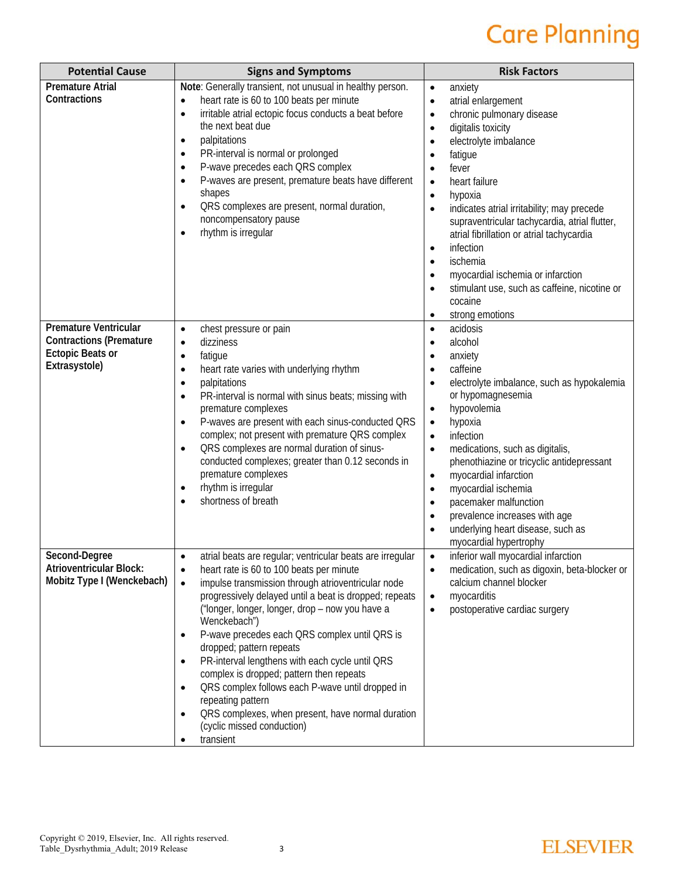| Potential Cause | Signs and Symptoms | Risk Factors |
|---|---|---|
| **Premature Atrial Contractions** | **Note**: Generally transient, not unusual in healthy person.<br>• heart rate is 60 to 100 beats per minute<br>• irritable atrial ectopic focus conducts a beat before the next beat due<br>• palpitations<br>• PR-interval is normal or prolonged<br>• P-wave precedes each QRS complex<br>• P-waves are present, premature beats have different shapes<br>• QRS complexes are present, normal duration, noncompensatory pause<br>• rhythm is irregular | • anxiety<br>• atrial enlargement<br>• chronic pulmonary disease<br>• digitalis toxicity<br>• electrolyte imbalance<br>• fatigue<br>• fever<br>• heart failure<br>• hypoxia<br>• indicates atrial irritability; may precede supraventricular tachycardia, atrial flutter, atrial fibrillation or atrial tachycardia<br>• infection<br>• ischemia<br>• myocardial ischemia or infarction<br>• stimulant use, such as caffeine, nicotine or cocaine<br>• strong emotions |
| **Premature Ventricular Contractions (Premature Ectopic Beats or Extrasystole)** | • chest pressure or pain<br>• dizziness<br>• fatigue<br>• heart rate varies with underlying rhythm<br>• palpitations<br>• PR-interval is normal with sinus beats; missing with premature complexes<br>• P-waves are present with each sinus-conducted QRS complex; not present with premature QRS complex<br>• QRS complexes are normal duration of sinus-conducted complexes; greater than 0.12 seconds in premature complexes<br>• rhythm is irregular<br>• shortness of breath | • acidosis<br>• alcohol<br>• anxiety<br>• caffeine<br>• electrolyte imbalance, such as hypokalemia or hypomagnesemia<br>• hypovolemia<br>• hypoxia<br>• infection<br>• medications, such as digitalis, phenothiazine or tricyclic antidepressant<br>• myocardial infarction<br>• myocardial ischemia<br>• pacemaker malfunction<br>• prevalence increases with age<br>• underlying heart disease, such as myocardial hypertrophy |
| **Second-Degree Atrioventricular Block: Mobitz Type I (Wenckebach)** | • atrial beats are regular; ventricular beats are irregular<br>• heart rate is 60 to 100 beats per minute<br>• impulse transmission through atrioventricular node progressively delayed until a beat is dropped; repeats ("longer, longer, longer, drop – now you have a Wenckebach")<br>• P-wave precedes each QRS complex until QRS is dropped; pattern repeats<br>• PR-interval lengthens with each cycle until QRS complex is dropped; pattern then repeats<br>• QRS complex follows each P-wave until dropped in repeating pattern<br>• QRS complexes, when present, have normal duration (cyclic missed conduction)<br>• transient | • inferior wall myocardial infarction<br>• medication, such as digoxin, beta-blocker or calcium channel blocker<br>• myocarditis<br>• postoperative cardiac surgery |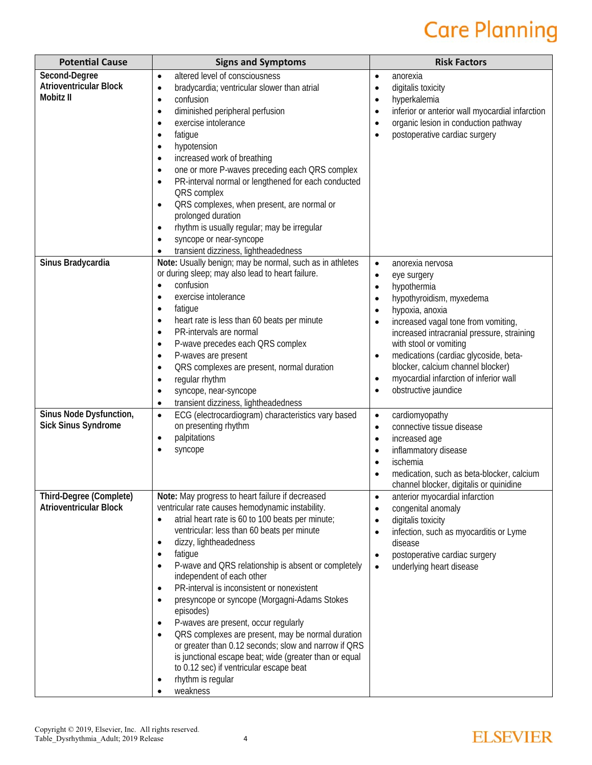| Potential Cause | Signs and Symptoms | Risk Factors |
|---|---|---|
| **Second-Degree Atrioventricular Block Mobitz II** | • altered level of consciousness<br>• bradycardia; ventricular slower than atrial<br>• confusion<br>• diminished peripheral perfusion<br>• exercise intolerance<br>• fatigue<br>• hypotension<br>• increased work of breathing<br>• one or more P-waves preceding each QRS complex<br>• PR-interval normal or lengthened for each conducted QRS complex<br>• QRS complexes, when present, are normal or prolonged duration<br>• rhythm is usually regular; may be irregular<br>• syncope or near-syncope<br>• transient dizziness, lightheadedness | • anorexia<br>• digitalis toxicity<br>• hyperkalemia<br>• inferior or anterior wall myocardial infarction<br>• organic lesion in conduction pathway<br>• postoperative cardiac surgery |
| **Sinus Bradycardia** | **Note:** Usually benign; may be normal, such as in athletes or during sleep; may also lead to heart failure.<br>• confusion<br>• exercise intolerance<br>• fatigue<br>• heart rate is less than 60 beats per minute<br>• PR-intervals are normal<br>• P-wave precedes each QRS complex<br>• P-waves are present<br>• QRS complexes are present, normal duration<br>• regular rhythm<br>• syncope, near-syncope<br>• transient dizziness, lightheadedness | • anorexia nervosa<br>• eye surgery<br>• hypothermia<br>• hypothyroidism, myxedema<br>• hypoxia, anoxia<br>• increased vagal tone from vomiting, increased intracranial pressure, straining with stool or vomiting<br>• medications (cardiac glycoside, beta-blocker, calcium channel blocker)<br>• myocardial infarction of inferior wall<br>• obstructive jaundice |
| **Sinus Node Dysfunction, Sick Sinus Syndrome** | • ECG (electrocardiogram) characteristics vary based on presenting rhythm<br>• palpitations<br>• syncope | • cardiomyopathy<br>• connective tissue disease<br>• increased age<br>• inflammatory disease<br>• ischemia<br>• medication, such as beta-blocker, calcium channel blocker, digitalis or quinidine |
| **Third-Degree (Complete) Atrioventricular Block** | **Note:** May progress to heart failure if decreased ventricular rate causes hemodynamic instability.<br>• atrial heart rate is 60 to 100 beats per minute; ventricular: less than 60 beats per minute<br>• dizzy, lightheadedness<br>• fatigue<br>• P-wave and QRS relationship is absent or completely independent of each other<br>• PR-interval is inconsistent or nonexistent<br>• presyncope or syncope (Morgagni-Adams Stokes episodes)<br>• P-waves are present, occur regularly<br>• QRS complexes are present, may be normal duration or greater than 0.12 seconds; slow and narrow if QRS is junctional escape beat; wide (greater than or equal to 0.12 sec) if ventricular escape beat<br>• rhythm is regular<br>• weakness | • anterior myocardial infarction<br>• congenital anomaly<br>• digitalis toxicity<br>• infection, such as myocarditis or Lyme disease<br>• postoperative cardiac surgery<br>• underlying heart disease |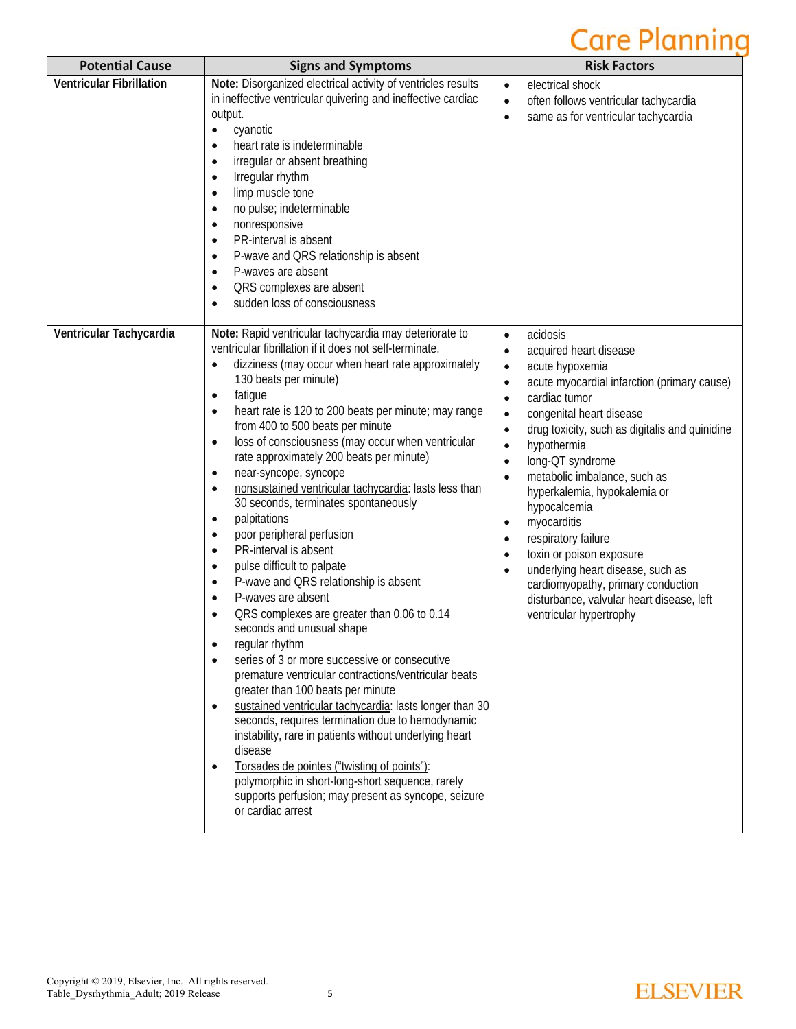| Potential Cause | Signs and Symptoms | Risk Factors |
|---|---|---|
| **Ventricular Fibrillation** | **Note:** Disorganized electrical activity of ventricles results in ineffective ventricular quivering and ineffective cardiac output.<br>• cyanotic<br>• heart rate is indeterminable<br>• irregular or absent breathing<br>• Irregular rhythm<br>• limp muscle tone<br>• no pulse; indeterminable<br>• nonresponsive<br>• PR-interval is absent<br>• P-wave and QRS relationship is absent<br>• P-waves are absent<br>• QRS complexes are absent<br>• sudden loss of consciousness | • electrical shock<br>• often follows ventricular tachycardia<br>• same as for ventricular tachycardia |
| **Ventricular Tachycardia** | **Note:** Rapid ventricular tachycardia may deteriorate to ventricular fibrillation if it does not self-terminate.<br>• dizziness (may occur when heart rate approximately 130 beats per minute)<br>• fatigue<br>• heart rate is 120 to 200 beats per minute; may range from 400 to 500 beats per minute<br>• loss of consciousness (may occur when ventricular rate approximately 200 beats per minute)<br>• near-syncope, syncope<br>• <u>nonsustained ventricular tachycardia</u>: lasts less than 30 seconds, terminates spontaneously<br>• palpitations<br>• poor peripheral perfusion<br>• PR-interval is absent<br>• pulse difficult to palpate<br>• P-wave and QRS relationship is absent<br>• P-waves are absent<br>• QRS complexes are greater than 0.06 to 0.14 seconds and unusual shape<br>• regular rhythm<br>• series of 3 or more successive or consecutive premature ventricular contractions/ventricular beats greater than 100 beats per minute<br>• <u>sustained ventricular tachycardia</u>: lasts longer than 30 seconds, requires termination due to hemodynamic instability, rare in patients without underlying heart disease<br>• <u>Torsades de pointes ("twisting of points")</u>: polymorphic in short-long-short sequence, rarely supports perfusion; may present as syncope, seizure or cardiac arrest | • acidosis<br>• acquired heart disease<br>• acute hypoxemia<br>• acute myocardial infarction (primary cause)<br>• cardiac tumor<br>• congenital heart disease<br>• drug toxicity, such as digitalis and quinidine<br>• hypothermia<br>• long-QT syndrome<br>• metabolic imbalance, such as hyperkalemia, hypokalemia or hypocalcemia<br>• myocarditis<br>• respiratory failure<br>• toxin or poison exposure<br>• underlying heart disease, such as cardiomyopathy, primary conduction disturbance, valvular heart disease, left ventricular hypertrophy |

Copyright © 2019, Elsevier, Inc. All rights reserved.
Table_Dysrhythmia_Adult; 2019 Release